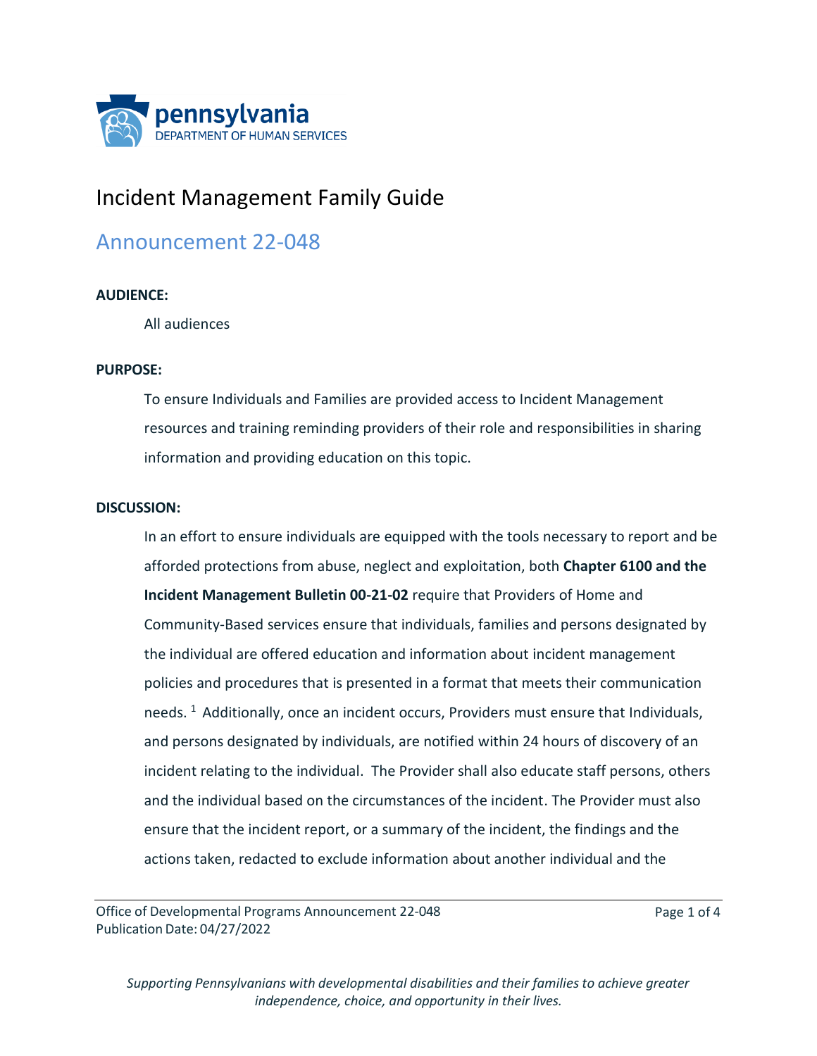# Incident Management Family Guide

## Announcement 22-048

**AUDIENCE:**

All audiences

**PURPOSE:**

To ensure Individuals and Families are provided access to Incident Management resources and training reminding providers of their role and responsibilities in sharing information and providing education on this topic.

**DISCUSSION:**

In an effort to ensure individuals are equipped with the tools necessary to report and be afforded protections from abuse, neglect and exploitation, both **Chapter 6100 and the Incident Management Bulletin 00-21-02** require that Providers of Home and Community-Based services ensure that individuals, families and persons designated by the individual are offered education and information about incident management policies and procedures that is presented in a format that meets their communication needs. [1] Additionally, once an incident occurs, Providers must ensure that Individuals, and persons designated by individuals, are notified within 24 hours of discovery of an incident relating to the individual. The Provider shall also educate staff persons, others and the individual based on the circumstances of the incident. The Provider must also ensure that the incident report, or a summary of the incident, the findings and the actions taken, redacted to exclude information about another individual and the

*Supporting Pennsylvanians with developmental disabilities and their families to achieve greater independence, choice, and opportunity in their lives.*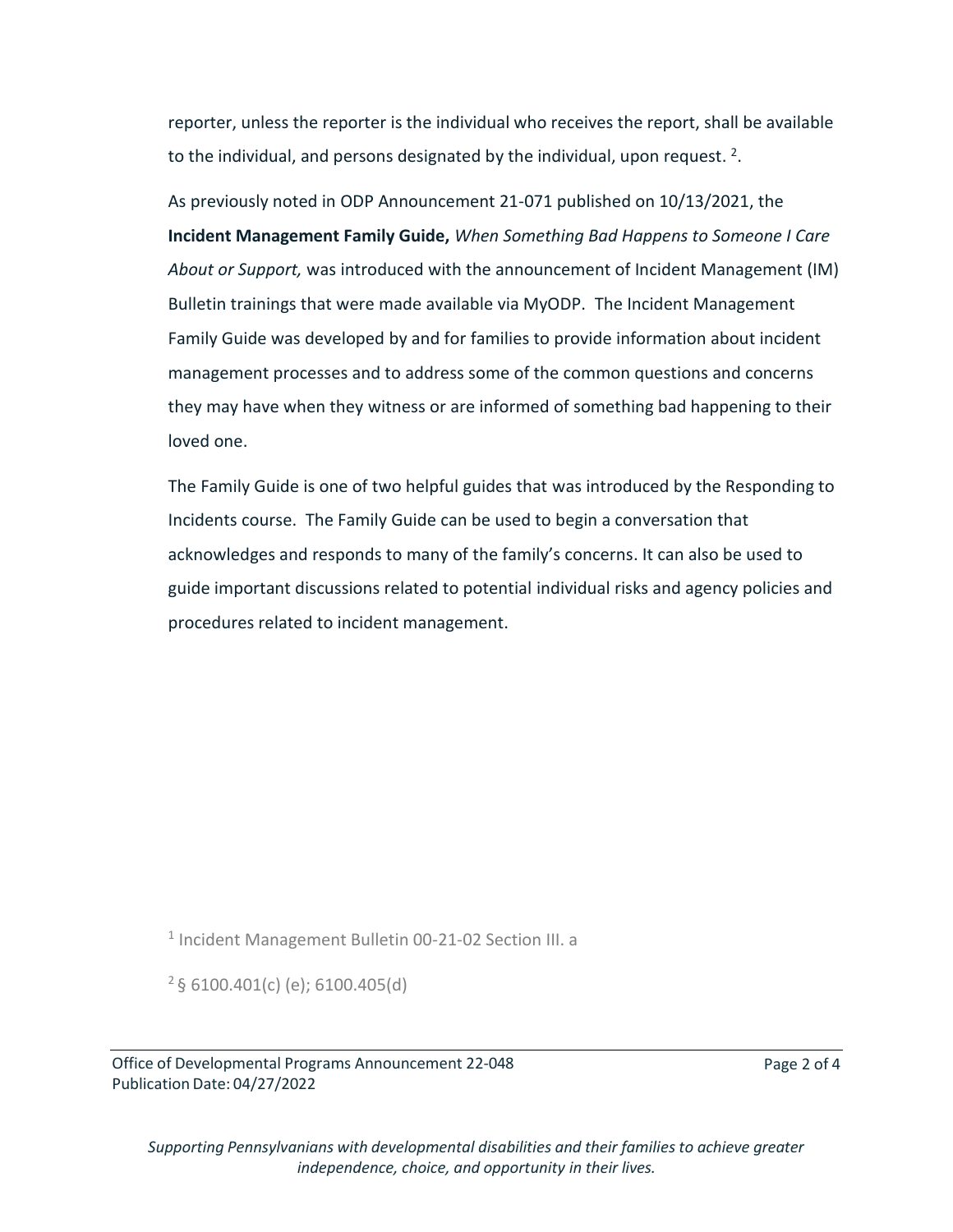reporter, unless the reporter is the individual who receives the report, shall be available to the individual, and persons designated by the individual, upon request. [2].

As previously noted in ODP Announcement 21-071 published on 10/13/2021, the **Incident Management Family Guide,** *When Something Bad Happens to Someone I Care About or Support,* was introduced with the announcement of Incident Management (IM) Bulletin trainings that were made available via MyODP. The Incident Management Family Guide was developed by and for families to provide information about incident management processes and to address some of the common questions and concerns they may have when they witness or are informed of something bad happening to their loved one.

The Family Guide is one of two helpful guides that was introduced by the Responding to Incidents course. The Family Guide can be used to begin a conversation that acknowledges and responds to many of the family's concerns. It can also be used to guide important discussions related to potential individual risks and agency policies and procedures related to incident management.

[1] Incident Management Bulletin 00-21-02 Section III. a

[2] § 6100.401(c) (e); 6100.405(d)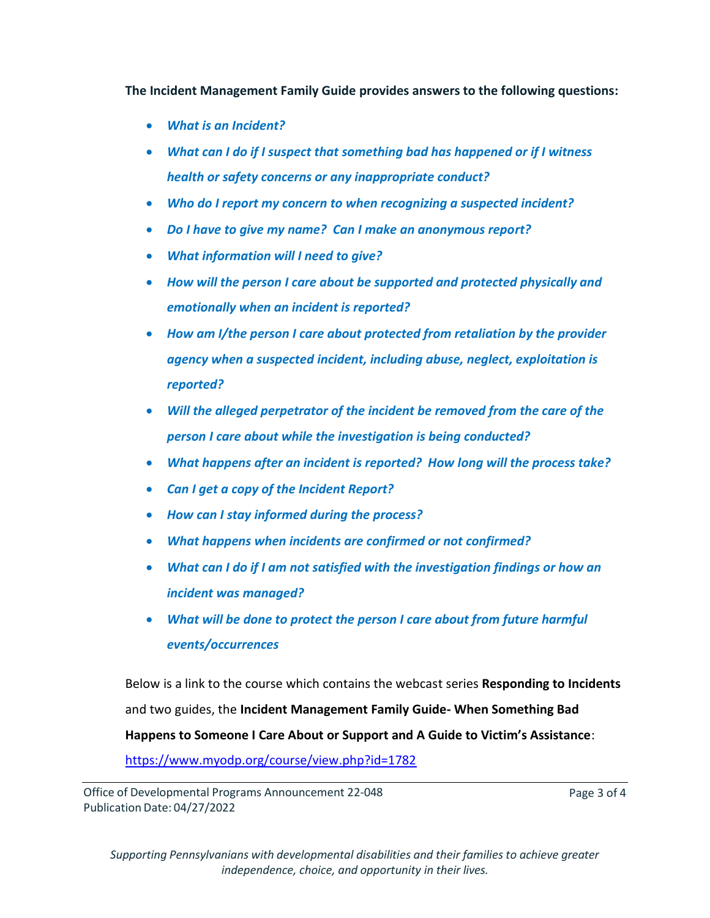**The Incident Management Family Guide provides answers to the following questions:**

- ***What is an Incident?***
- ***What can I do if I suspect that something bad has happened or if I witness health or safety concerns or any inappropriate conduct?***
- ***Who do I report my concern to when recognizing a suspected incident?***
- ***Do I have to give my name? Can I make an anonymous report?***
- ***What information will I need to give?***
- ***How will the person I care about be supported and protected physically and emotionally when an incident is reported?***
- ***How am I/the person I care about protected from retaliation by the provider agency when a suspected incident, including abuse, neglect, exploitation is reported?***
- ***Will the alleged perpetrator of the incident be removed from the care of the person I care about while the investigation is being conducted?***
- ***What happens after an incident is reported? How long will the process take?***
- ***Can I get a copy of the Incident Report?***
- ***How can I stay informed during the process?***
- ***What happens when incidents are confirmed or not confirmed?***
- ***What can I do if I am not satisfied with the investigation findings or how an incident was managed?***
- ***What will be done to protect the person I care about from future harmful events/occurrences***

Below is a link to the course which contains the webcast series **Responding to Incidents** and two guides, the **Incident Management Family Guide- When Something Bad Happens to Someone I Care About or Support and A Guide to Victim's Assistance**:

https://www.myodp.org/course/view.php?id=1782

Office of Developmental Programs Announcement 22-048
Publication Date: 04/27/2022

*Supporting Pennsylvanians with developmental disabilities and their families to achieve greater independence, choice, and opportunity in their lives.*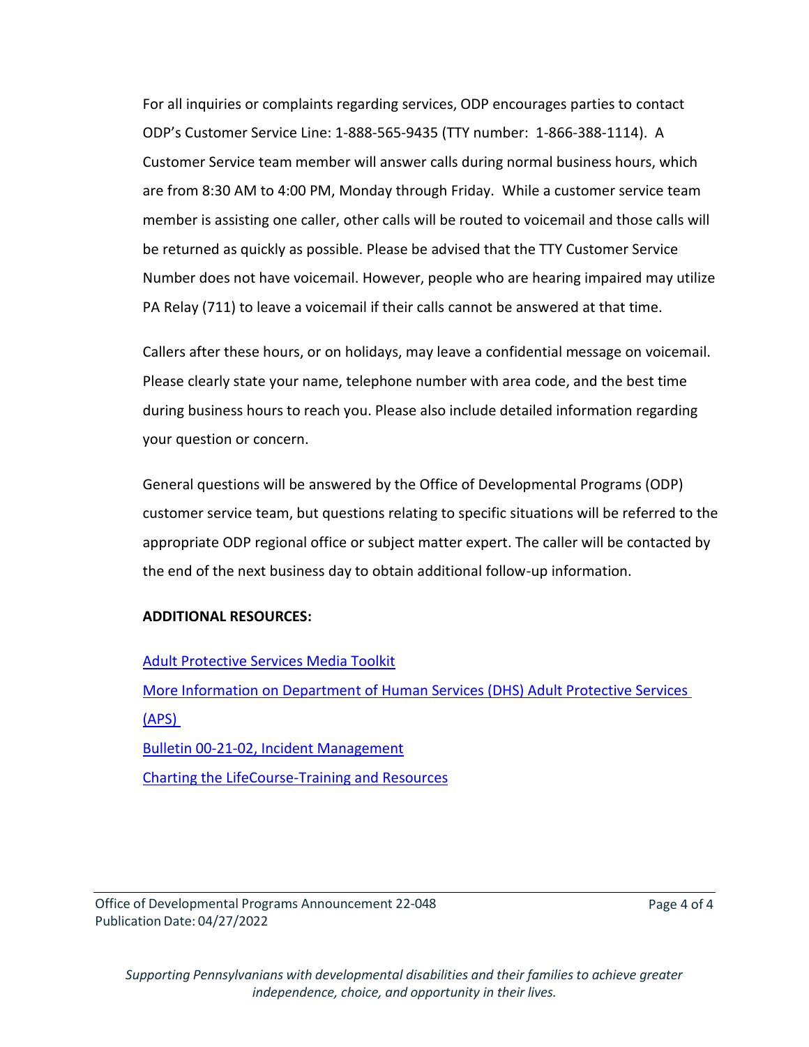For all inquiries or complaints regarding services, ODP encourages parties to contact ODP's Customer Service Line: 1-888-565-9435 (TTY number: 1-866-388-1114). A Customer Service team member will answer calls during normal business hours, which are from 8:30 AM to 4:00 PM, Monday through Friday. While a customer service team member is assisting one caller, other calls will be routed to voicemail and those calls will be returned as quickly as possible. Please be advised that the TTY Customer Service Number does not have voicemail. However, people who are hearing impaired may utilize PA Relay (711) to leave a voicemail if their calls cannot be answered at that time.

Callers after these hours, or on holidays, may leave a confidential message on voicemail. Please clearly state your name, telephone number with area code, and the best time during business hours to reach you. Please also include detailed information regarding your question or concern.

General questions will be answered by the Office of Developmental Programs (ODP) customer service team, but questions relating to specific situations will be referred to the appropriate ODP regional office or subject matter expert. The caller will be contacted by the end of the next business day to obtain additional follow-up information.

**ADDITIONAL RESOURCES:**

Adult Protective Services Media Toolkit

More Information on Department of Human Services (DHS) Adult Protective Services (APS)

Bulletin 00-21-02, Incident Management

Charting the LifeCourse-Training and Resources